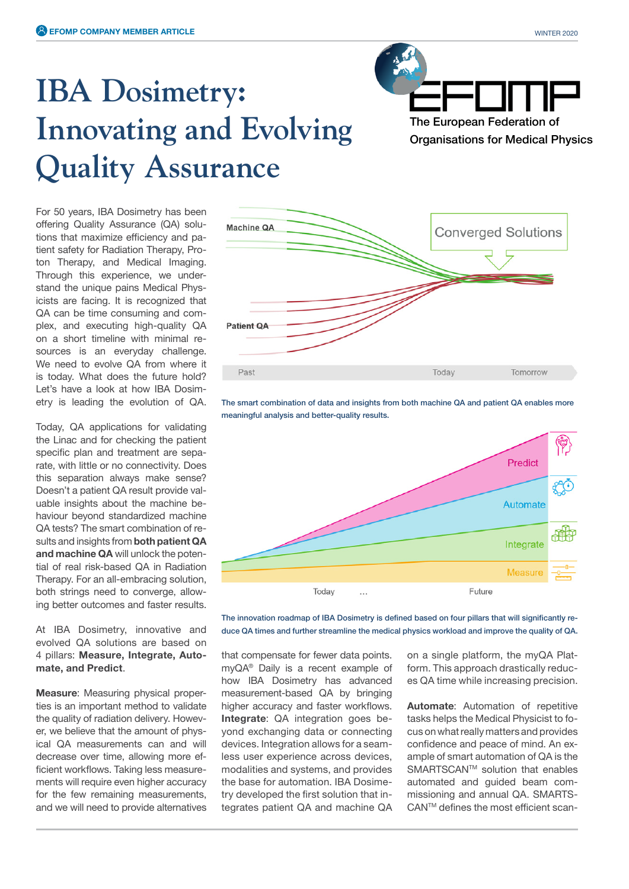# IBA Dosimetry: Innovating and Evolving Quality Assurance

For 50 years, IBA Dosimetry has been offering Quality Assurance (QA) solutions that maximize efficiency and patient safety for Radiation Therapy, Proton Therapy, and Medical Imaging. Through this experience, we understand the unique pains Medical Physicists are facing. It is recognized that QA can be time consuming and complex, and executing high-quality QA on a short timeline with minimal resources is an everyday challenge. We need to evolve QA from where it is today. What does the future hold? Let's have a look at how IBA Dosimetry is leading the evolution of QA.

Today, QA applications for validating the Linac and for checking the patient specific plan and treatment are separate, with little or no connectivity. Does this separation always make sense? Doesn't a patient QA result provide valuable insights about the machine behaviour beyond standardized machine QA tests? The smart combination of results and insights from **both patient QA and machine QA** will unlock the potential of real risk-based QA in Radiation Therapy. For an all-embracing solution, both strings need to converge, allowing better outcomes and faster results.

At IBA Dosimetry, innovative and evolved QA solutions are based on 4 pillars: **Measure, Integrate, Automate, and Predict**.

The smart combination of data and insights from both machine QA and patient QA enables more meaningful analysis and better-quality results.

The innovation roadmap of IBA Dosimetry is defined based on four pillars that will significantly reduce QA times and further streamline the medical physics workload and improve the quality of QA.

**Measure**: Measuring physical properties is an important method to validate the quality of radiation delivery. However, we believe that the amount of physical QA measurements can and will decrease over time, allowing more efficient workflows. Taking less measurements will require even higher accuracy for the few remaining measurements, and we will need to provide alternatives that compensate for fewer data points. myQA® Daily is a recent example of how IBA Dosimetry has advanced measurement-based QA by bringing higher accuracy and faster workflows.

**Integrate**: QA integration goes beyond exchanging data or connecting devices. Integration allows for a seamless user experience across devices, modalities and systems, and provides the base for automation. IBA Dosimetry developed the first solution that integrates patient QA and machine QA on a single platform, the myQA Platform. This approach drastically reduces QA time while increasing precision.

**Automate**: Automation of repetitive tasks helps the Medical Physicist to focus on what really matters and provides confidence and peace of mind. An example of smart automation of QA is the SMARTSCAN™ solution that enables automated and guided beam commissioning and annual QA. SMARTSCAN™ defines the most efficient scan-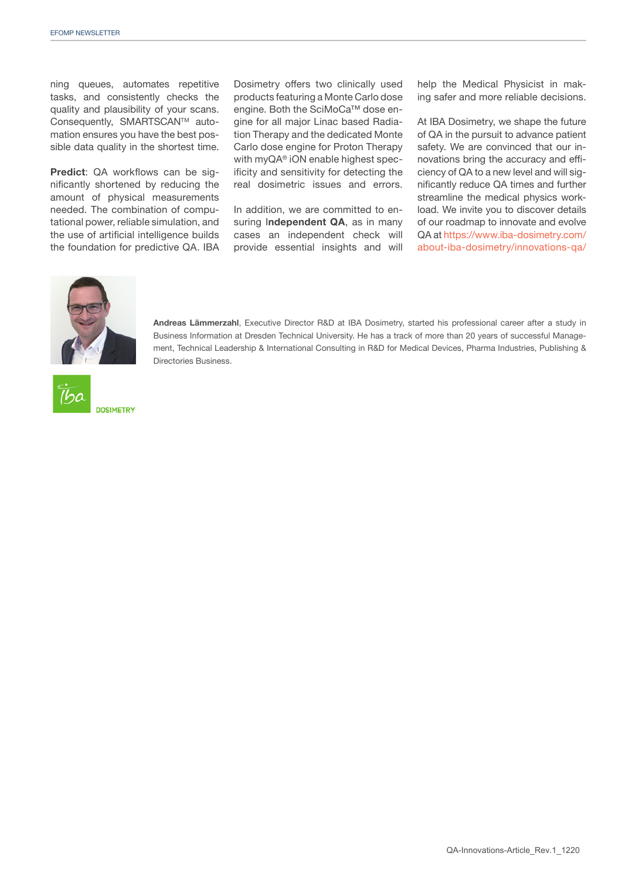ning queues, automates repetitive tasks, and consistently checks the quality and plausibility of your scans. Consequently, SMARTSCAN™ automation ensures you have the best possible data quality in the shortest time.

**Predict**: QA workflows can be significantly shortened by reducing the amount of physical measurements needed. The combination of computational power, reliable simulation, and the use of artificial intelligence builds the foundation for predictive QA. IBA Dosimetry offers two clinically used products featuring a Monte Carlo dose engine. Both the SciMoCa™ dose engine for all major Linac based Radiation Therapy and the dedicated Monte Carlo dose engine for Proton Therapy with myQA® iON enable highest specificity and sensitivity for detecting the real dosimetric issues and errors.

In addition, we are committed to ensuring **Independent QA**, as in many cases an independent check will provide essential insights and will help the Medical Physicist in making safer and more reliable decisions.

At IBA Dosimetry, we shape the future of QA in the pursuit to advance patient safety. We are convinced that our innovations bring the accuracy and efficiency of QA to a new level and will significantly reduce QA times and further streamline the medical physics workload. We invite you to discover details of our roadmap to innovate and evolve QA at https://www.iba-dosimetry.com/about-iba-dosimetry/innovations-qa/

**Andreas Lämmerzahl**, Executive Director R&D at IBA Dosimetry, started his professional career after a study in Business Information at Dresden Technical University. He has a track of more than 20 years of successful Management, Technical Leadership & International Consulting in R&D for Medical Devices, Pharma Industries, Publishing & Directories Business.

QA-Innovations-Article_Rev.1_1220